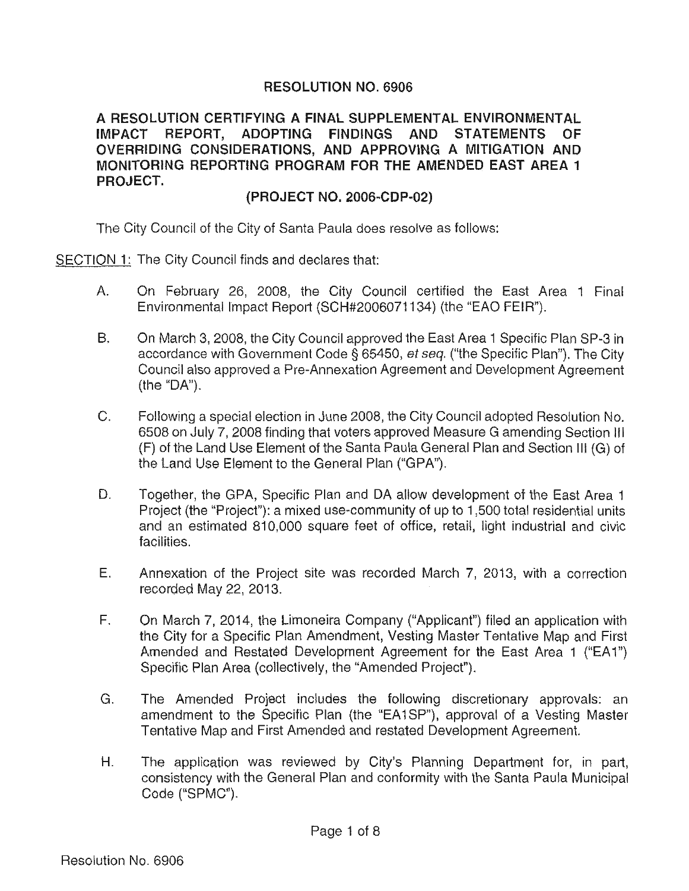# RESOLUTION NO. 6906

## A RESOLUTION CERTIFYING A FINAL SUPPLEMENTAL ENVIRONMENTAL IMPACT REPORT, ADOPTING FINDINGS AND STATEMENTS OF OVERRIDING CONSIDERATIONS, AND APPROVING A MITIGATION AND MONITORING REPORTING PROGRAM FOR THE AMENDED EAST AREA 1 PROJECT.

### (PROJECT NO. 2006-CDP-02)

The City Council of the City of Santa Paula does resolve as follows:

SECTION 1: The City Council finds and declares that:

A. On February 26, 2008, the City Council certified the East Area 1 Final Environmental Impact Report (SCH#2006071134) (the "EAO FEIR").

B. On March 3, 2008, the City Council approved the East Area 1 Specific Plan SP-3 in accordance with Government Code § 65450, *et seq.* ("the Specific Plan"). The City Council also approved a Pre-Annexation Agreement and Development Agreement (the "DA").

C. Following a special election in June 2008, the City Council adopted Resolution No. 6508 on July 7, 2008 finding that voters approved Measure G amending Section III (F) of the Land Use Element of the Santa Paula General Plan and Section III (G) of the Land Use Element to the General Plan ("GPA").

D. Together, the GPA, Specific Plan and DA allow development of the East Area 1 Project (the "Project"): a mixed use-community of up to 1,500 total residential units and an estimated 810,000 square feet of office, retail, light industrial and civic facilities.

E. Annexation of the Project site was recorded March 7, 2013, with a correction recorded May 22, 2013.

F. On March 7, 2014, the Limoneira Company ("Applicant") filed an application with the City for a Specific Plan Amendment, Vesting Master Tentative Map and First Amended and Restated Development Agreement for the East Area 1 ("EA1") Specific Plan Area (collectively, the "Amended Project").

G. The Amended Project includes the following discretionary approvals: an amendment to the Specific Plan (the "EA1SP"), approval of a Vesting Master Tentative Map and First Amended and restated Development Agreement.

H. The application was reviewed by City's Planning Department for, in part, consistency with the General Plan and conformity with the Santa Paula Municipal Code ("SPMC").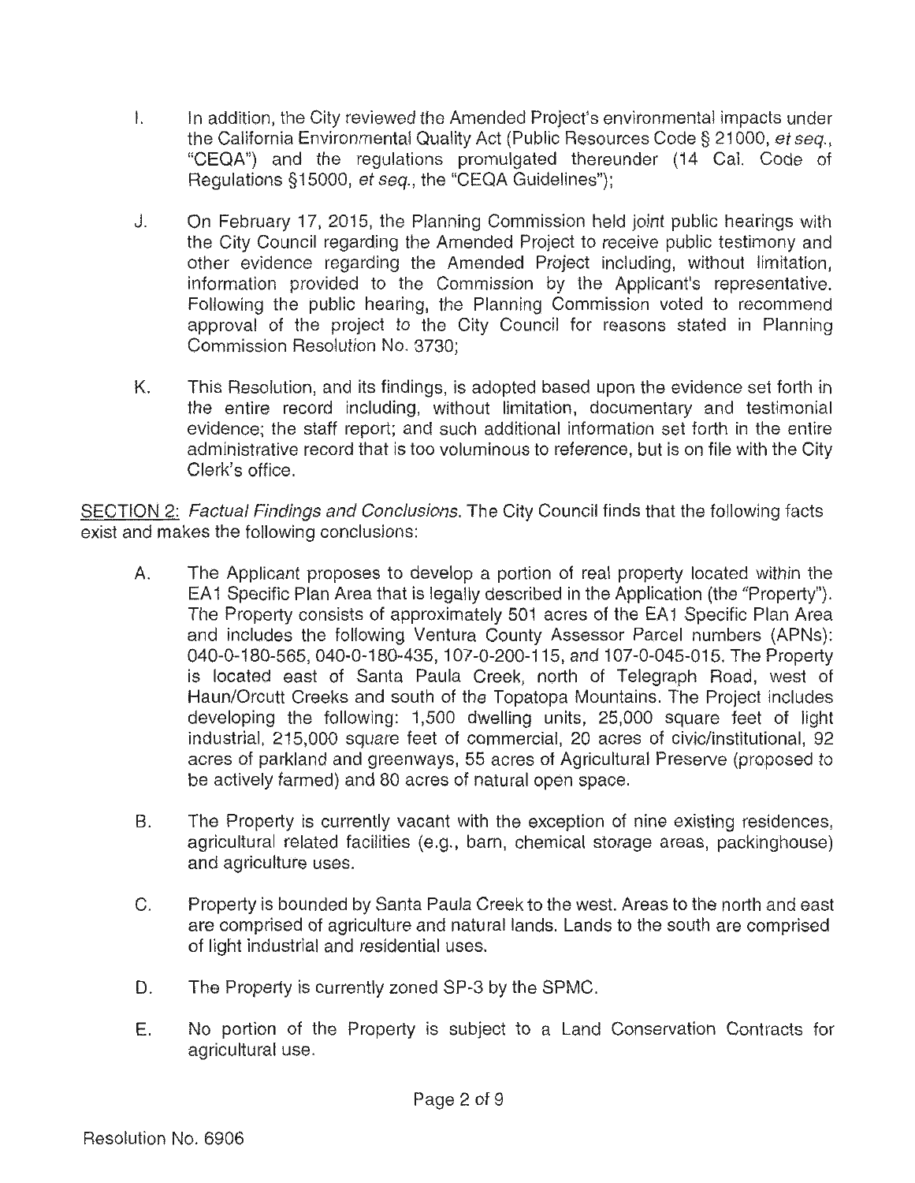I. In addition, the City reviewed the Amended Project's environmental impacts under the California Environmental Quality Act (Public Resources Code § 21000, *et seq.*, "CEQA") and the regulations promulgated thereunder (14 Cal. Code of Regulations §15000, *et seq.*, the "CEQA Guidelines");

J. On February 17, 2015, the Planning Commission held joint public hearings with the City Council regarding the Amended Project to receive public testimony and other evidence regarding the Amended Project including, without limitation, information provided to the Commission by the Applicant's representative. Following the public hearing, the Planning Commission voted to recommend approval of the project to the City Council for reasons stated in Planning Commission Resolution No. 3730;

K. This Resolution, and its findings, is adopted based upon the evidence set forth in the entire record including, without limitation, documentary and testimonial evidence; the staff report; and such additional information set forth in the entire administrative record that is too voluminous to reference, but is on file with the City Clerk's office.

<u>SECTION 2:</u> *Factual Findings and Conclusions.* The City Council finds that the following facts exist and makes the following conclusions:

A. The Applicant proposes to develop a portion of real property located within the EA1 Specific Plan Area that is legally described in the Application (the "Property"). The Property consists of approximately 501 acres of the EA1 Specific Plan Area and includes the following Ventura County Assessor Parcel numbers (APNs): 040-0-180-565, 040-0-180-435, 107-0-200-115, and 107-0-045-015. The Property is located east of Santa Paula Creek, north of Telegraph Road, west of Haun/Orcutt Creeks and south of the Topatopa Mountains. The Project includes developing the following: 1,500 dwelling units, 25,000 square feet of light industrial, 215,000 square feet of commercial, 20 acres of civic/institutional, 92 acres of parkland and greenways, 55 acres of Agricultural Preserve (proposed to be actively farmed) and 80 acres of natural open space.

B. The Property is currently vacant with the exception of nine existing residences, agricultural related facilities (e.g., barn, chemical storage areas, packinghouse) and agriculture uses.

C. Property is bounded by Santa Paula Creek to the west. Areas to the north and east are comprised of agriculture and natural lands. Lands to the south are comprised of light industrial and residential uses.

D. The Property is currently zoned SP-3 by the SPMC.

E. No portion of the Property is subject to a Land Conservation Contracts for agricultural use.

Resolution No. 6906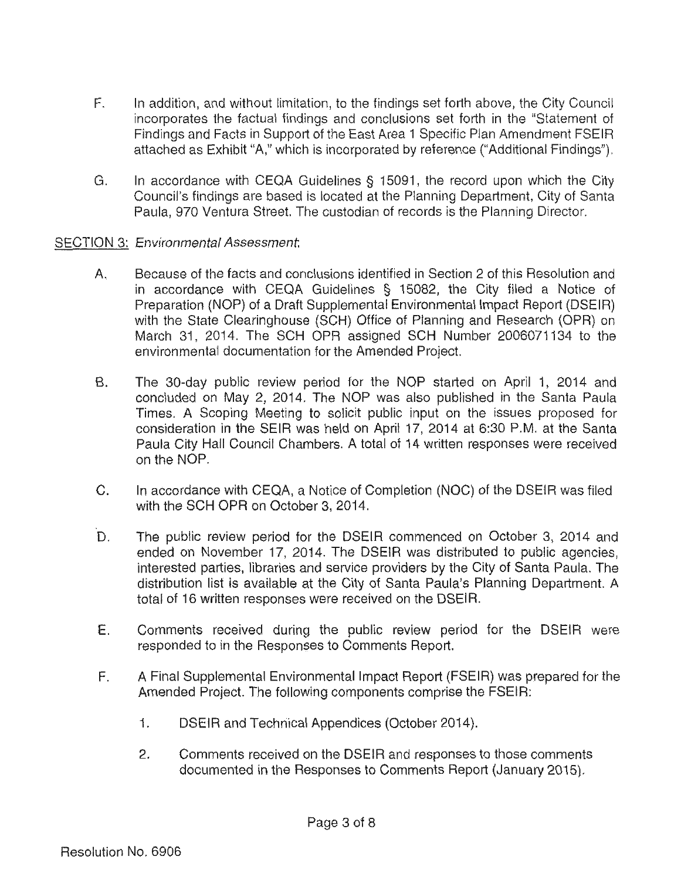F. In addition, and without limitation, to the findings set forth above, the City Council incorporates the factual findings and conclusions set forth in the "Statement of Findings and Facts in Support of the East Area 1 Specific Plan Amendment FSEIR attached as Exhibit "A," which is incorporated by reference ("Additional Findings").

G. In accordance with CEQA Guidelines § 15091, the record upon which the City Council's findings are based is located at the Planning Department, City of Santa Paula, 970 Ventura Street. The custodian of records is the Planning Director.

SECTION 3: *Environmental Assessment*:

A. Because of the facts and conclusions identified in Section 2 of this Resolution and in accordance with CEQA Guidelines § 15082, the City filed a Notice of Preparation (NOP) of a Draft Supplemental Environmental Impact Report (DSEIR) with the State Clearinghouse (SCH) Office of Planning and Research (OPR) on March 31, 2014. The SCH OPR assigned SCH Number 2006071134 to the environmental documentation for the Amended Project.

B. The 30-day public review period for the NOP started on April 1, 2014 and concluded on May 2, 2014. The NOP was also published in the Santa Paula Times. A Scoping Meeting to solicit public input on the issues proposed for consideration in the SEIR was held on April 17, 2014 at 6:30 P.M. at the Santa Paula City Hall Council Chambers. A total of 14 written responses were received on the NOP.

C. In accordance with CEQA, a Notice of Completion (NOC) of the DSEIR was filed with the SCH OPR on October 3, 2014.

D. The public review period for the DSEIR commenced on October 3, 2014 and ended on November 17, 2014. The DSEIR was distributed to public agencies, interested parties, libraries and service providers by the City of Santa Paula. The distribution list is available at the City of Santa Paula's Planning Department. A total of 16 written responses were received on the DSEIR.

E. Comments received during the public review period for the DSEIR were responded to in the Responses to Comments Report.

F. A Final Supplemental Environmental Impact Report (FSEIR) was prepared for the Amended Project. The following components comprise the FSEIR:

   1. DSEIR and Technical Appendices (October 2014).

   2. Comments received on the DSEIR and responses to those comments documented in the Responses to Comments Report (January 2015).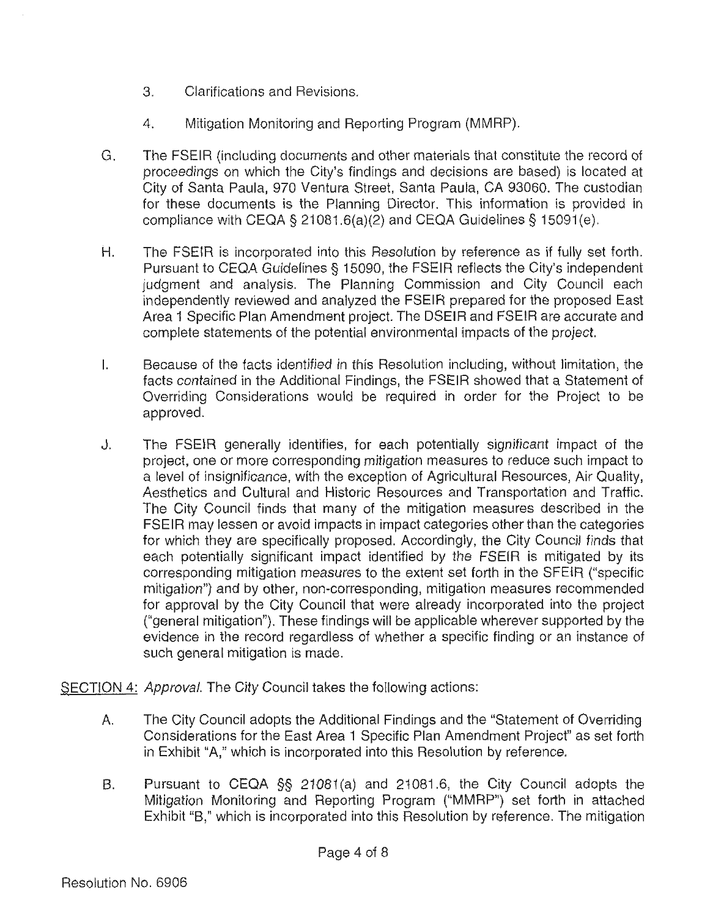3. Clarifications and Revisions.

4. Mitigation Monitoring and Reporting Program (MMRP).

G. The FSEIR (including documents and other materials that constitute the record of proceedings on which the City's findings and decisions are based) is located at City of Santa Paula, 970 Ventura Street, Santa Paula, CA 93060. The custodian for these documents is the Planning Director. This information is provided in compliance with CEQA § 21081.6(a)(2) and CEQA Guidelines § 15091(e).

H. The FSEIR is incorporated into this Resolution by reference as if fully set forth. Pursuant to CEQA Guidelines § 15090, the FSEIR reflects the City's independent judgment and analysis. The Planning Commission and City Council each independently reviewed and analyzed the FSEIR prepared for the proposed East Area 1 Specific Plan Amendment project. The DSEIR and FSEIR are accurate and complete statements of the potential environmental impacts of the project.

I. Because of the facts identified in this Resolution including, without limitation, the facts contained in the Additional Findings, the FSEIR showed that a Statement of Overriding Considerations would be required in order for the Project to be approved.

J. The FSEIR generally identifies, for each potentially significant impact of the project, one or more corresponding mitigation measures to reduce such impact to a level of insignificance, with the exception of Agricultural Resources, Air Quality, Aesthetics and Cultural and Historic Resources and Transportation and Traffic. The City Council finds that many of the mitigation measures described in the FSEIR may lessen or avoid impacts in impact categories other than the categories for which they are specifically proposed. Accordingly, the City Council finds that each potentially significant impact identified by the FSEIR is mitigated by its corresponding mitigation measures to the extent set forth in the SFEIR ("specific mitigation") and by other, non-corresponding, mitigation measures recommended for approval by the City Council that were already incorporated into the project ("general mitigation"). These findings will be applicable wherever supported by the evidence in the record regardless of whether a specific finding or an instance of such general mitigation is made.

SECTION 4: *Approval.* The City Council takes the following actions:

A. The City Council adopts the Additional Findings and the "Statement of Overriding Considerations for the East Area 1 Specific Plan Amendment Project" as set forth in Exhibit "A," which is incorporated into this Resolution by reference.

B. Pursuant to CEQA §§ 21081(a) and 21081.6, the City Council adopts the Mitigation Monitoring and Reporting Program ("MMRP") set forth in attached Exhibit "B," which is incorporated into this Resolution by reference. The mitigation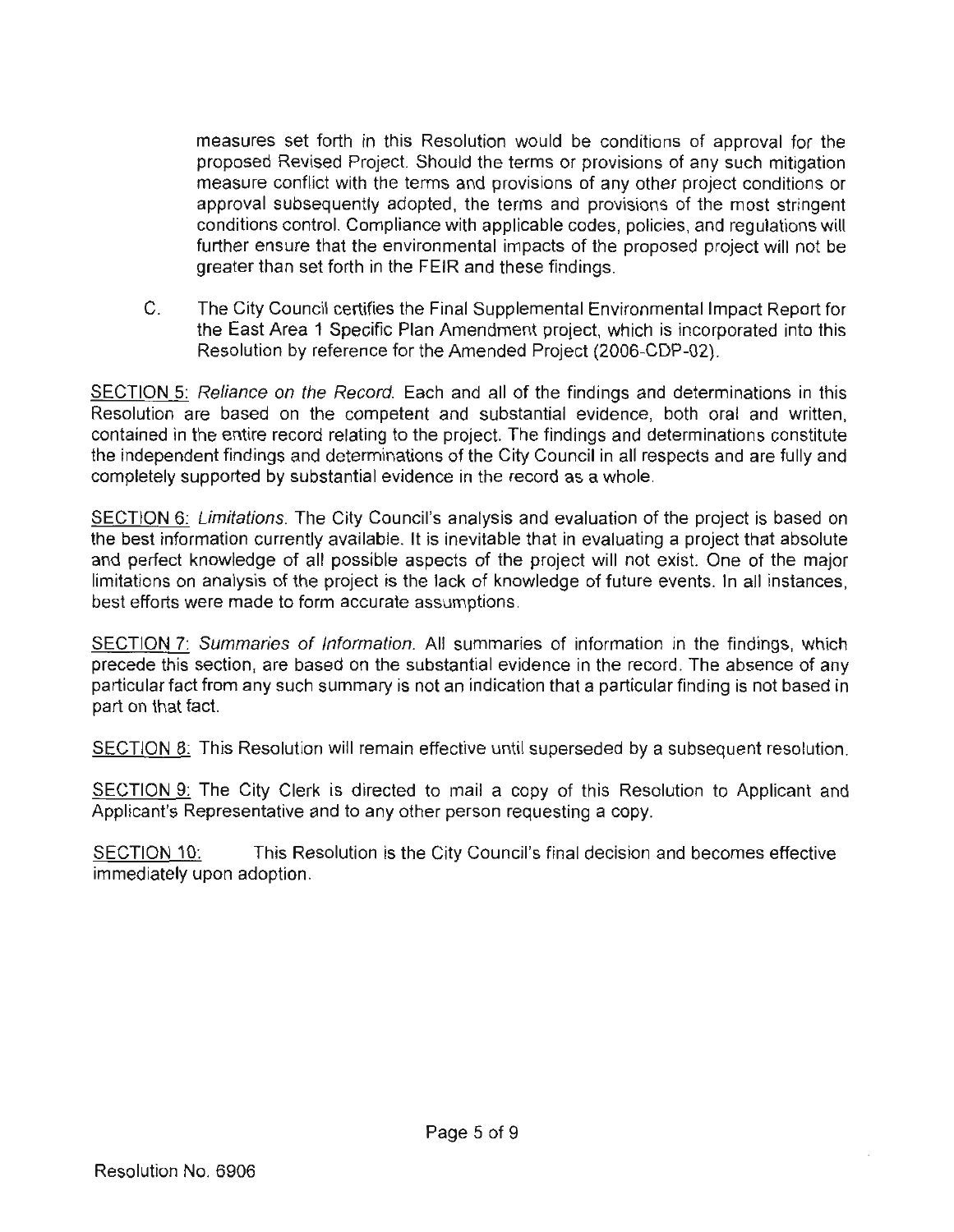measures set forth in this Resolution would be conditions of approval for the proposed Revised Project. Should the terms or provisions of any such mitigation measure conflict with the terms and provisions of any other project conditions or approval subsequently adopted, the terms and provisions of the most stringent conditions control. Compliance with applicable codes, policies, and regulations will further ensure that the environmental impacts of the proposed project will not be greater than set forth in the FEIR and these findings.

C. The City Council certifies the Final Supplemental Environmental Impact Report for the East Area 1 Specific Plan Amendment project, which is incorporated into this Resolution by reference for the Amended Project (2006-CDP-02).

<u>SECTION 5:</u> *Reliance on the Record.* Each and all of the findings and determinations in this Resolution are based on the competent and substantial evidence, both oral and written, contained in the entire record relating to the project. The findings and determinations constitute the independent findings and determinations of the City Council in all respects and are fully and completely supported by substantial evidence in the record as a whole.

<u>SECTION 6:</u> *Limitations.* The City Council's analysis and evaluation of the project is based on the best information currently available. It is inevitable that in evaluating a project that absolute and perfect knowledge of all possible aspects of the project will not exist. One of the major limitations on analysis of the project is the lack of knowledge of future events. In all instances, best efforts were made to form accurate assumptions.

<u>SECTION 7:</u> *Summaries of Information.* All summaries of information in the findings, which precede this section, are based on the substantial evidence in the record. The absence of any particular fact from any such summary is not an indication that a particular finding is not based in part on that fact.

<u>SECTION 8:</u> This Resolution will remain effective until superseded by a subsequent resolution.

<u>SECTION 9:</u> The City Clerk is directed to mail a copy of this Resolution to Applicant and Applicant's Representative and to any other person requesting a copy.

<u>SECTION 10:</u> This Resolution is the City Council's final decision and becomes effective immediately upon adoption.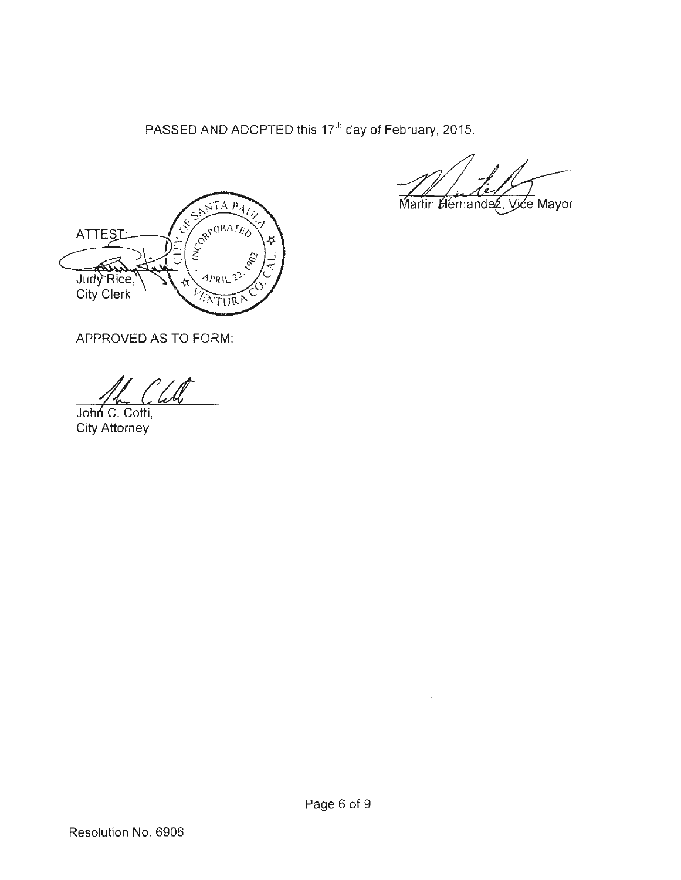PASSED AND ADOPTED this 17th day of February, 2015.

Martin Hernandez, Vice Mayor

ATTEST:

Judy Rice,
City Clerk

APPROVED AS TO FORM:

John C. Cotti,
City Attorney

Resolution No. 6906